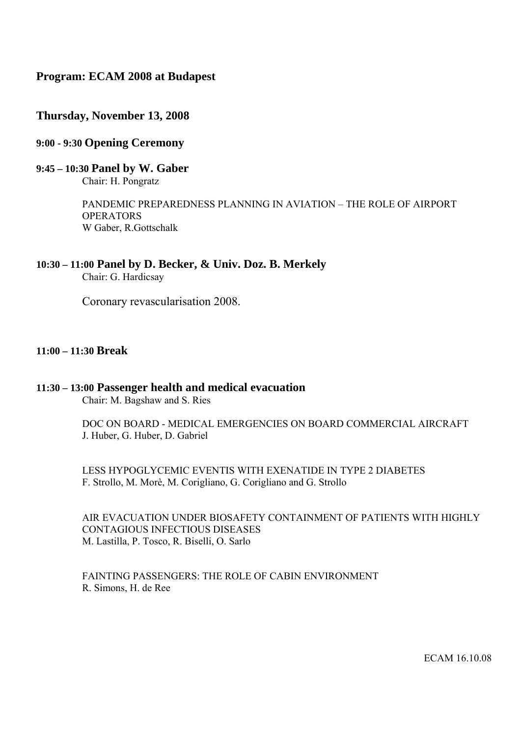# Program: ECAM 2008 at Budapest

## Thursday, November 13, 2008

### 9:00 - 9:30 Opening Ceremony

### 9:45 – 10:30 Panel by W. Gaber

Chair: H. Pongratz

PANDEMIC PREPAREDNESS PLANNING IN AVIATION – THE ROLE OF AIRPORT OPERATORS
W Gaber, R.Gottschalk

### 10:30 – 11:00 Panel by D. Becker, & Univ. Doz. B. Merkely

Chair: G. Hardicsay

Coronary revascularisation 2008.

### 11:00 – 11:30 Break

### 11:30 – 13:00 Passenger health and medical evacuation

Chair: M. Bagshaw and S. Ries

DOC ON BOARD - MEDICAL EMERGENCIES ON BOARD COMMERCIAL AIRCRAFT
J. Huber, G. Huber, D. Gabriel

LESS HYPOGLYCEMIC EVENTIS WITH EXENATIDE IN TYPE 2 DIABETES
F. Strollo, M. Morè, M. Corigliano, G. Corigliano and G. Strollo

AIR EVACUATION UNDER BIOSAFETY CONTAINMENT OF PATIENTS WITH HIGHLY CONTAGIOUS INFECTIOUS DISEASES
M. Lastilla, P. Tosco, R. Biselli, O. Sarlo

FAINTING PASSENGERS: THE ROLE OF CABIN ENVIRONMENT
R. Simons, H. de Ree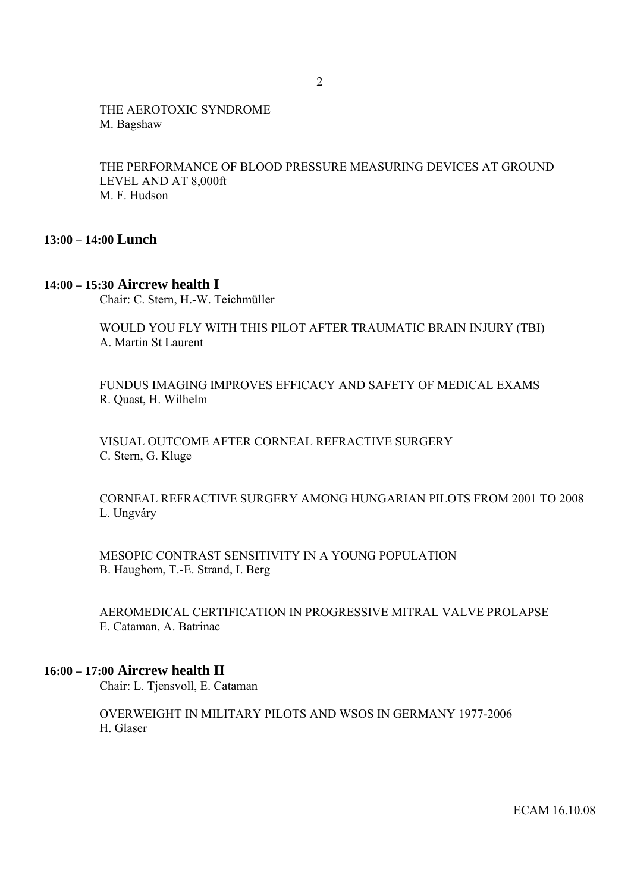THE AEROTOXIC SYNDROME
M. Bagshaw

THE PERFORMANCE OF BLOOD PRESSURE MEASURING DEVICES AT GROUND LEVEL AND AT 8,000ft
M. F. Hudson

## 13:00 – 14:00 Lunch

## 14:00 – 15:30 Aircrew health I

Chair: C. Stern, H.-W. Teichmüller

WOULD YOU FLY WITH THIS PILOT AFTER TRAUMATIC BRAIN INJURY (TBI)
A. Martin St Laurent

FUNDUS IMAGING IMPROVES EFFICACY AND SAFETY OF MEDICAL EXAMS
R. Quast, H. Wilhelm

VISUAL OUTCOME AFTER CORNEAL REFRACTIVE SURGERY
C. Stern, G. Kluge

CORNEAL REFRACTIVE SURGERY AMONG HUNGARIAN PILOTS FROM 2001 TO 2008
L. Ungváry

MESOPIC CONTRAST SENSITIVITY IN A YOUNG POPULATION
B. Haughom, T.-E. Strand, I. Berg

AEROMEDICAL CERTIFICATION IN PROGRESSIVE MITRAL VALVE PROLAPSE
E. Cataman, A. Batrinac

## 16:00 – 17:00 Aircrew health II

Chair: L. Tjensvoll, E. Cataman

OVERWEIGHT IN MILITARY PILOTS AND WSOS IN GERMANY 1977-2006
H. Glaser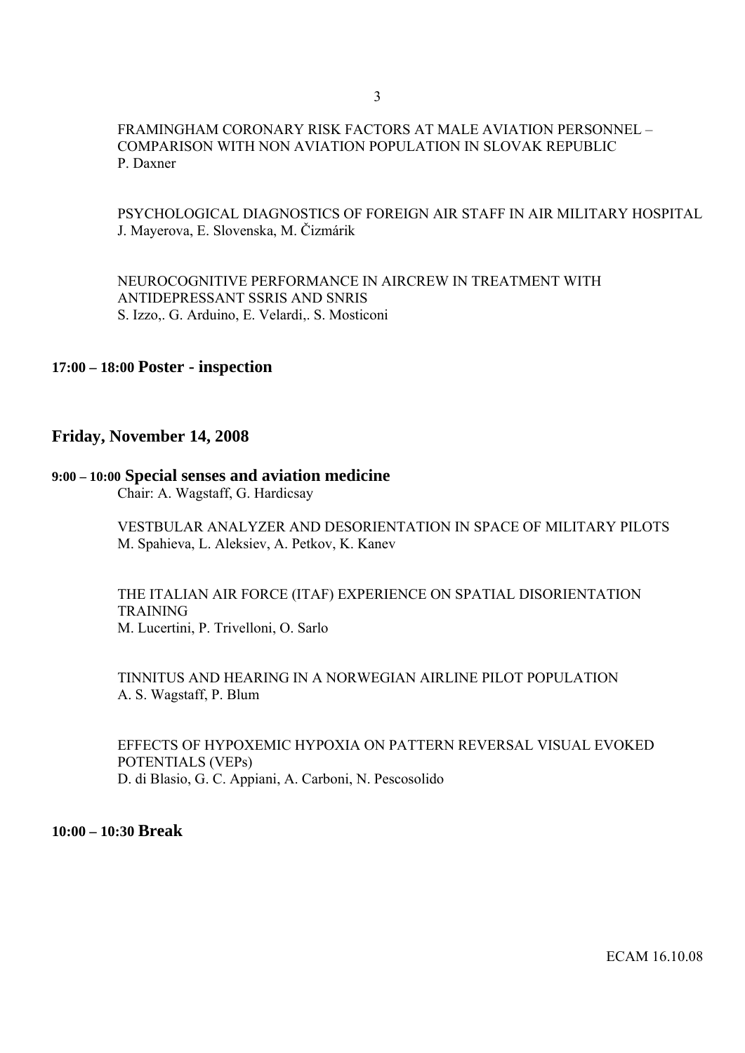FRAMINGHAM CORONARY RISK FACTORS AT MALE AVIATION PERSONNEL – COMPARISON WITH NON AVIATION POPULATION IN SLOVAK REPUBLIC
P. Daxner

PSYCHOLOGICAL DIAGNOSTICS OF FOREIGN AIR STAFF IN AIR MILITARY HOSPITAL
J. Mayerova, E. Slovenska, M. Čizmárik

NEUROCOGNITIVE PERFORMANCE IN AIRCREW IN TREATMENT WITH ANTIDEPRESSANT SSRIS AND SNRIS
S. Izzo,. G. Arduino, E. Velardi,. S. Mosticoni

**17:00 – 18:00 Poster - inspection**

## Friday, November 14, 2008

**9:00 – 10:00 Special senses and aviation medicine**
Chair: A. Wagstaff, G. Hardicsay

VESTBULAR ANALYZER AND DESORIENTATION IN SPACE OF MILITARY PILOTS
M. Spahieva, L. Aleksiev, A. Petkov, K. Kanev

THE ITALIAN AIR FORCE (ITAF) EXPERIENCE ON SPATIAL DISORIENTATION TRAINING
M. Lucertini, P. Trivelloni, O. Sarlo

TINNITUS AND HEARING IN A NORWEGIAN AIRLINE PILOT POPULATION
A. S. Wagstaff, P. Blum

EFFECTS OF HYPOXEMIC HYPOXIA ON PATTERN REVERSAL VISUAL EVOKED POTENTIALS (VEPs)
D. di Blasio, G. C. Appiani, A. Carboni, N. Pescosolido

**10:00 – 10:30 Break**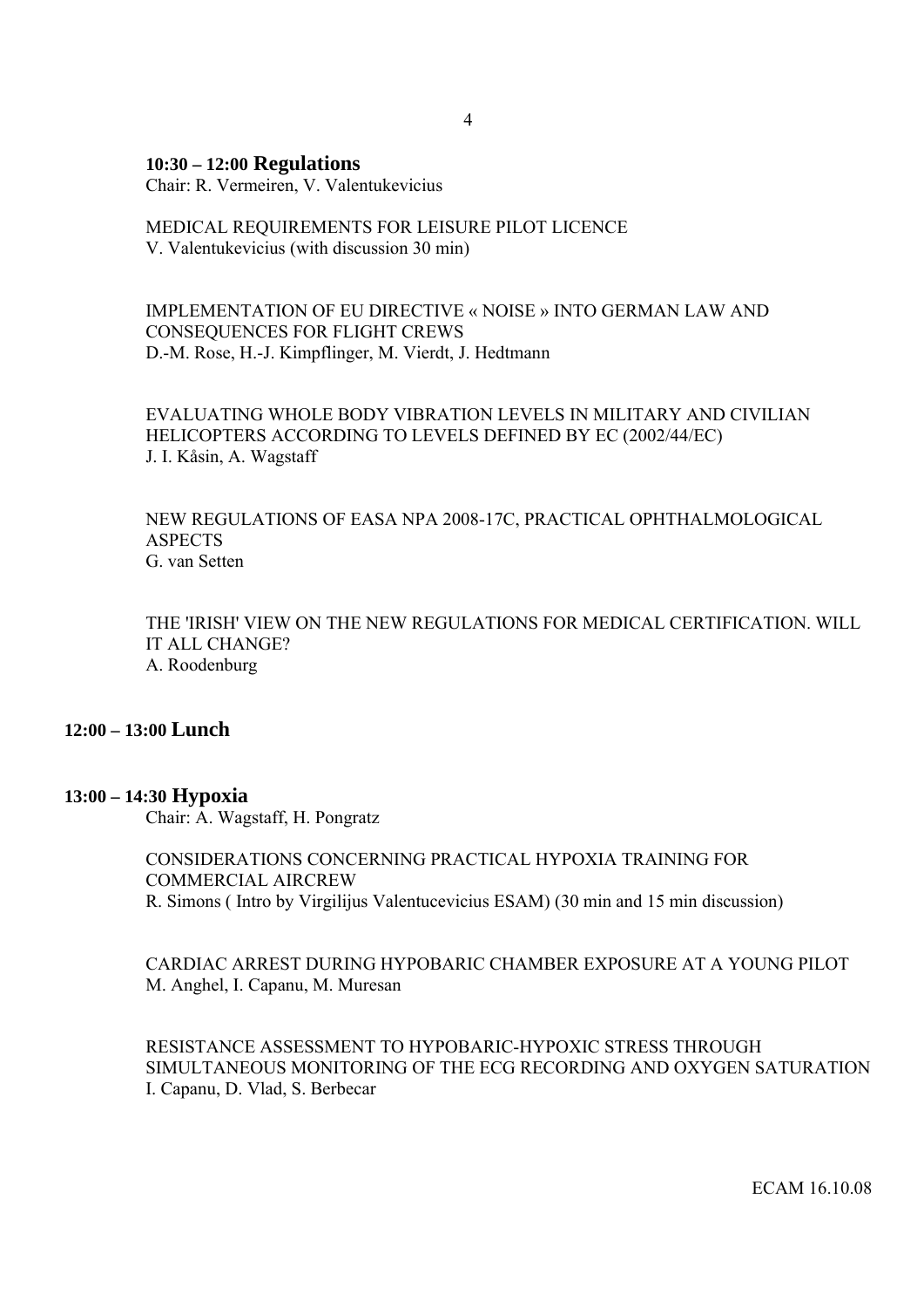### 10:30 – 12:00 **Regulations**

Chair: R. Vermeiren, V. Valentukevicius

MEDICAL REQUIREMENTS FOR LEISURE PILOT LICENCE
V. Valentukevicius (with discussion 30 min)

IMPLEMENTATION OF EU DIRECTIVE « NOISE » INTO GERMAN LAW AND CONSEQUENCES FOR FLIGHT CREWS
D.-M. Rose, H.-J. Kimpflinger, M. Vierdt, J. Hedtmann

EVALUATING WHOLE BODY VIBRATION LEVELS IN MILITARY AND CIVILIAN HELICOPTERS ACCORDING TO LEVELS DEFINED BY EC (2002/44/EC)
J. I. Kåsin, A. Wagstaff

NEW REGULATIONS OF EASA NPA 2008-17C, PRACTICAL OPHTHALMOLOGICAL ASPECTS
G. van Setten

THE 'IRISH' VIEW ON THE NEW REGULATIONS FOR MEDICAL CERTIFICATION. WILL IT ALL CHANGE?
A. Roodenburg

### 12:00 – 13:00 **Lunch**

### 13:00 – 14:30 **Hypoxia**

Chair: A. Wagstaff, H. Pongratz

CONSIDERATIONS CONCERNING PRACTICAL HYPOXIA TRAINING FOR COMMERCIAL AIRCREW
R. Simons ( Intro by Virgilijus Valentucevicius ESAM) (30 min and 15 min discussion)

CARDIAC ARREST DURING HYPOBARIC CHAMBER EXPOSURE AT A YOUNG PILOT
M. Anghel, I. Capanu, M. Muresan

RESISTANCE ASSESSMENT TO HYPOBARIC-HYPOXIC STRESS THROUGH SIMULTANEOUS MONITORING OF THE ECG RECORDING AND OXYGEN SATURATION
I. Capanu, D. Vlad, S. Berbecar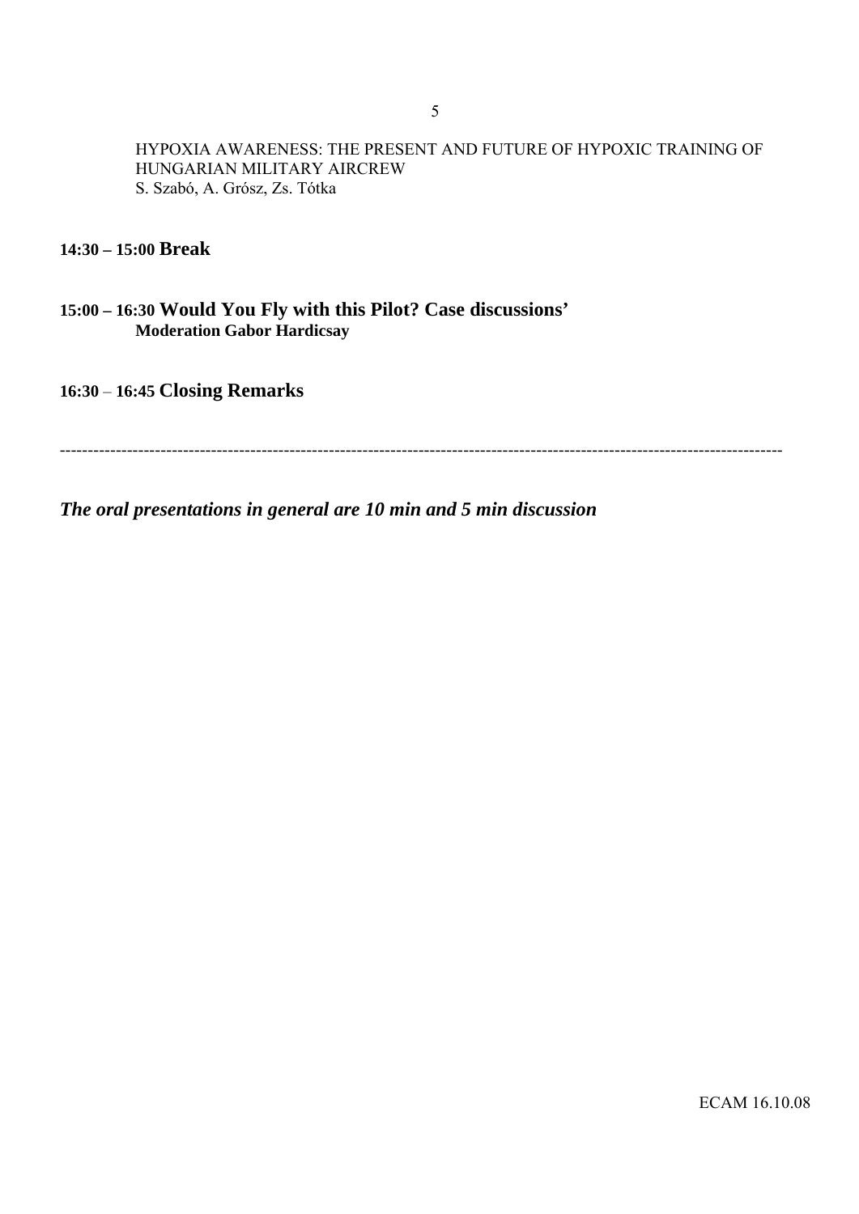HYPOXIA AWARENESS: THE PRESENT AND FUTURE OF HYPOXIC TRAINING OF HUNGARIAN MILITARY AIRCREW
S. Szabó, A. Grósz, Zs. Tótka

**14:30 – 15:00 Break**

**15:00 – 16:30 Would You Fly with this Pilot? Case discussions'**
**Moderation Gabor Hardicsay**

**16:30 – 16:45 Closing Remarks**

---

***The oral presentations in general are 10 min and 5 min discussion***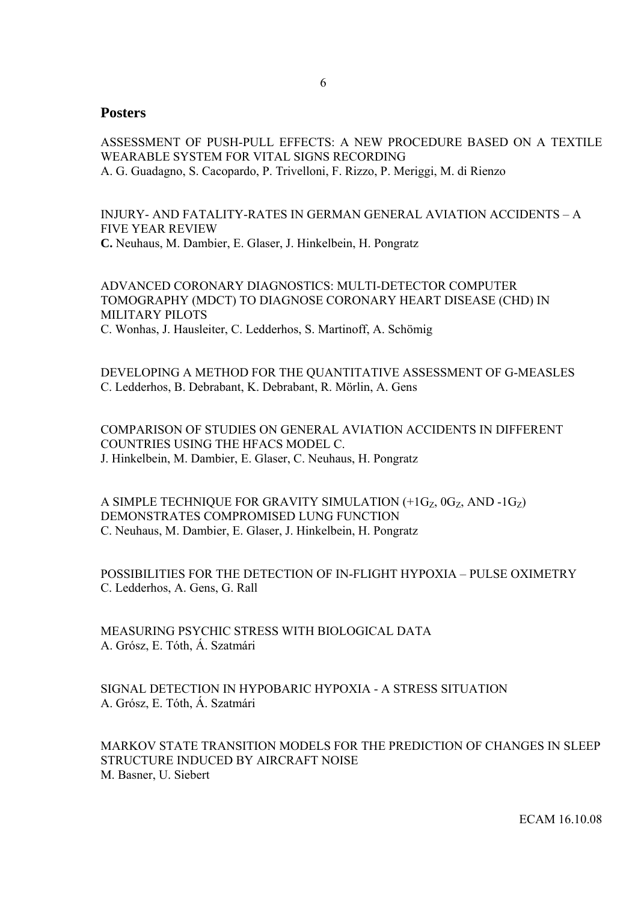## Posters

ASSESSMENT OF PUSH-PULL EFFECTS: A NEW PROCEDURE BASED ON A TEXTILE WEARABLE SYSTEM FOR VITAL SIGNS RECORDING
A. G. Guadagno, S. Cacopardo, P. Trivelloni, F. Rizzo, P. Meriggi, M. di Rienzo

INJURY- AND FATALITY-RATES IN GERMAN GENERAL AVIATION ACCIDENTS – A FIVE YEAR REVIEW
**C.** Neuhaus, M. Dambier, E. Glaser, J. Hinkelbein, H. Pongratz

ADVANCED CORONARY DIAGNOSTICS: MULTI-DETECTOR COMPUTER TOMOGRAPHY (MDCT) TO DIAGNOSE CORONARY HEART DISEASE (CHD) IN MILITARY PILOTS
C. Wonhas, J. Hausleiter, C. Ledderhos, S. Martinoff, A. Schömig

DEVELOPING A METHOD FOR THE QUANTITATIVE ASSESSMENT OF G-MEASLES
C. Ledderhos, B. Debrabant, K. Debrabant, R. Mörlin, A. Gens

COMPARISON OF STUDIES ON GENERAL AVIATION ACCIDENTS IN DIFFERENT COUNTRIES USING THE HFACS MODEL C.
J. Hinkelbein, M. Dambier, E. Glaser, C. Neuhaus, H. Pongratz

A SIMPLE TECHNIQUE FOR GRAVITY SIMULATION ($+1G_Z$, $0G_Z$, AND $-1G_Z$) DEMONSTRATES COMPROMISED LUNG FUNCTION
C. Neuhaus, M. Dambier, E. Glaser, J. Hinkelbein, H. Pongratz

POSSIBILITIES FOR THE DETECTION OF IN-FLIGHT HYPOXIA – PULSE OXIMETRY
C. Ledderhos, A. Gens, G. Rall

MEASURING PSYCHIC STRESS WITH BIOLOGICAL DATA
A. Grósz, E. Tóth, Á. Szatmári

SIGNAL DETECTION IN HYPOBARIC HYPOXIA - A STRESS SITUATION
A. Grósz, E. Tóth, Á. Szatmári

MARKOV STATE TRANSITION MODELS FOR THE PREDICTION OF CHANGES IN SLEEP STRUCTURE INDUCED BY AIRCRAFT NOISE
M. Basner, U. Siebert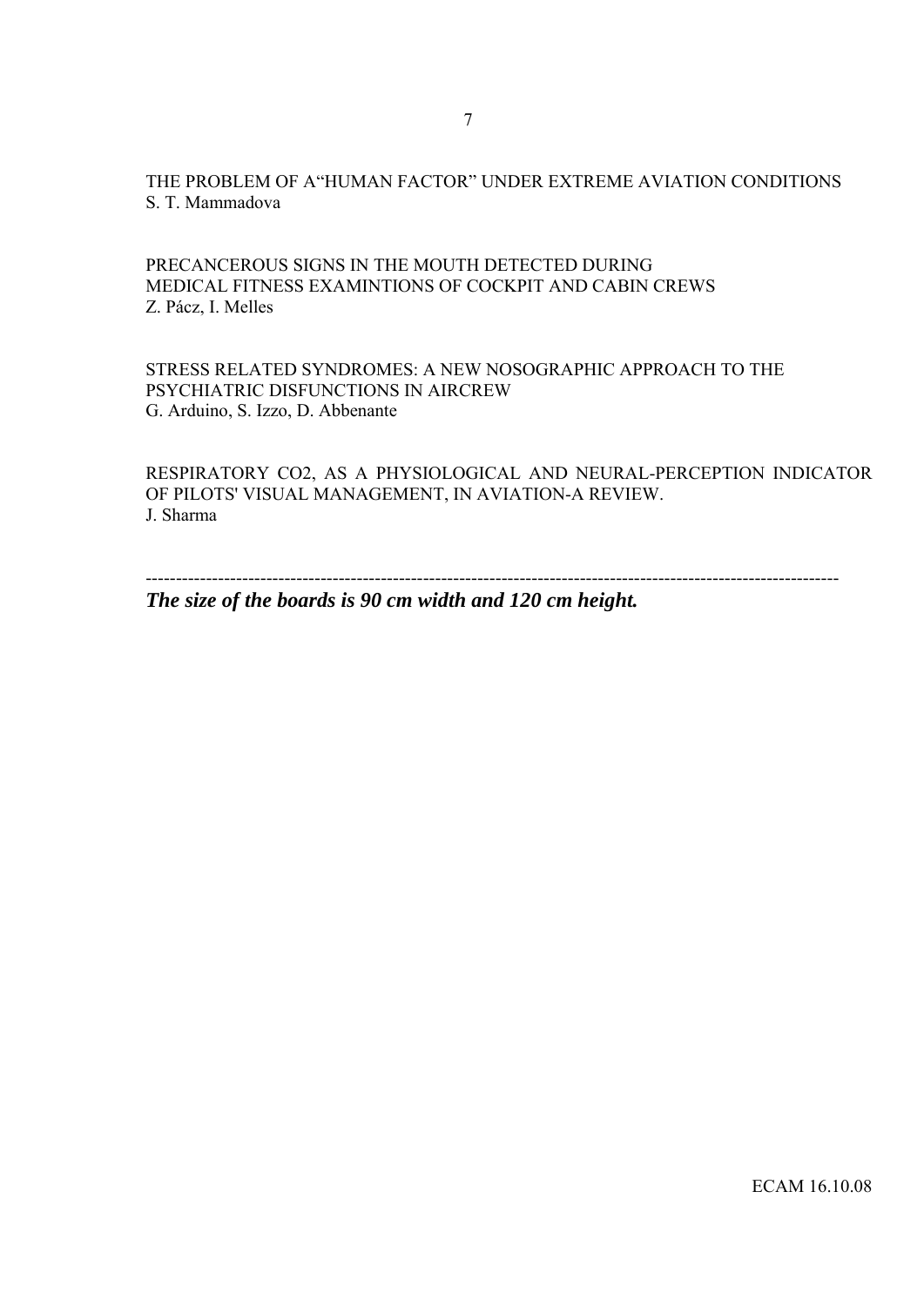THE PROBLEM OF A"HUMAN FACTOR" UNDER EXTREME AVIATION CONDITIONS
S. T. Mammadova

PRECANCEROUS SIGNS IN THE MOUTH DETECTED DURING MEDICAL FITNESS EXAMINTIONS OF COCKPIT AND CABIN CREWS
Z. Pácz, I. Melles

STRESS RELATED SYNDROMES: A NEW NOSOGRAPHIC APPROACH TO THE PSYCHIATRIC DISFUNCTIONS IN AIRCREW
G. Arduino, S. Izzo, D. Abbenante

RESPIRATORY $CO_2$, AS A PHYSIOLOGICAL AND NEURAL-PERCEPTION INDICATOR OF PILOTS' VISUAL MANAGEMENT, IN AVIATION-A REVIEW.
J. Sharma

---

***The size of the boards is 90 cm width and 120 cm height.***

ECAM 16.10.08